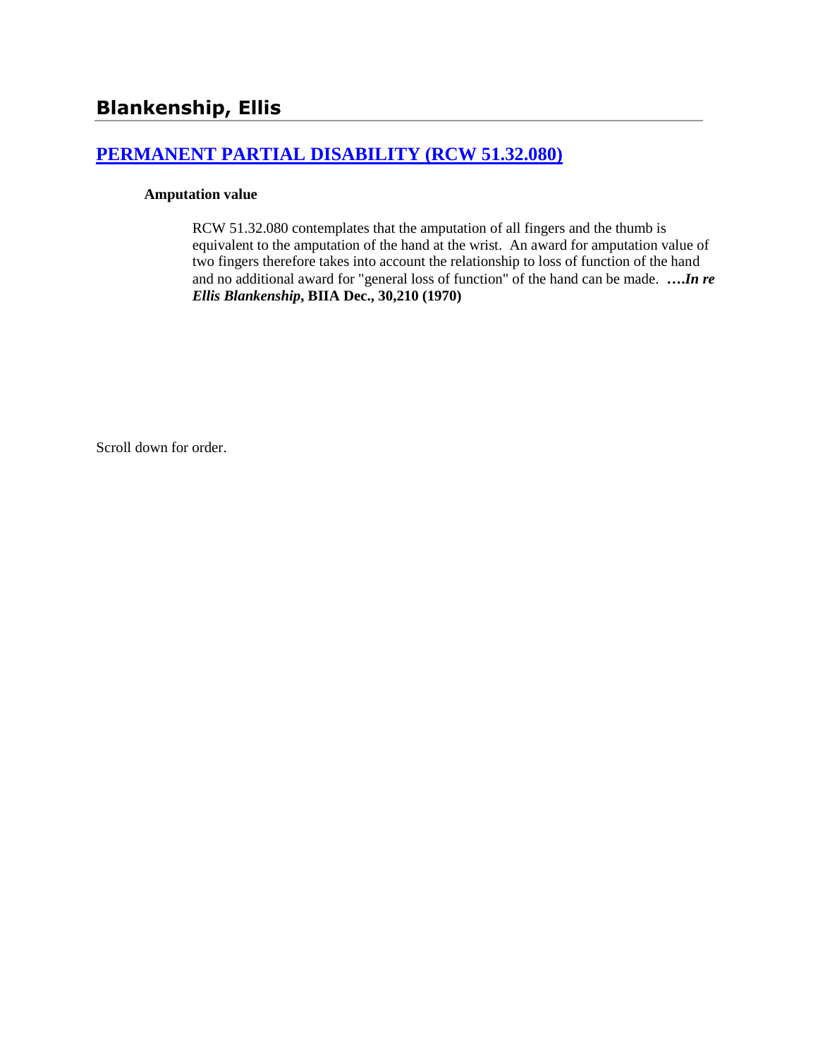# Blankenship, Ellis

## [PERMANENT PARTIAL DISABILITY (RCW 51.32.080)]

**Amputation value**

RCW 51.32.080 contemplates that the amputation of all fingers and the thumb is equivalent to the amputation of the hand at the wrist. An award for amputation value of two fingers therefore takes into account the relationship to loss of function of the hand and no additional award for "general loss of function" of the hand can be made. ***….In re Ellis Blankenship*, BIIA Dec., 30,210 (1970)**

Scroll down for order.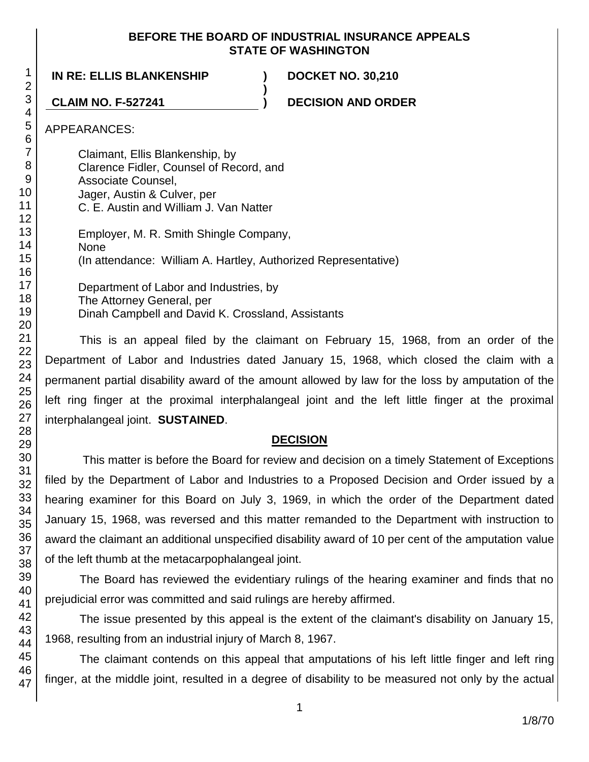**BEFORE THE BOARD OF INDUSTRIAL INSURANCE APPEALS**
**STATE OF WASHINGTON**

| | | |
|---|---|---|
| **IN RE: ELLIS BLANKENSHIP** | **)** | **DOCKET NO. 30,210** |
| | **)** | |
| **CLAIM NO. F-527241** | **)** | **DECISION AND ORDER** |

APPEARANCES:

Claimant, Ellis Blankenship, by
Clarence Fidler, Counsel of Record, and
Associate Counsel,
Jager, Austin & Culver, per
C. E. Austin and William J. Van Natter

Employer, M. R. Smith Shingle Company,
None
(In attendance: William A. Hartley, Authorized Representative)

Department of Labor and Industries, by
The Attorney General, per
Dinah Campbell and David K. Crossland, Assistants

This is an appeal filed by the claimant on February 15, 1968, from an order of the Department of Labor and Industries dated January 15, 1968, which closed the claim with a permanent partial disability award of the amount allowed by law for the loss by amputation of the left ring finger at the proximal interphalangeal joint and the left little finger at the proximal interphalangeal joint. **SUSTAINED**.

## DECISION

This matter is before the Board for review and decision on a timely Statement of Exceptions filed by the Department of Labor and Industries to a Proposed Decision and Order issued by a hearing examiner for this Board on July 3, 1969, in which the order of the Department dated January 15, 1968, was reversed and this matter remanded to the Department with instruction to award the claimant an additional unspecified disability award of 10 per cent of the amputation value of the left thumb at the metacarpophalangeal joint.

The Board has reviewed the evidentiary rulings of the hearing examiner and finds that no prejudicial error was committed and said rulings are hereby affirmed.

The issue presented by this appeal is the extent of the claimant's disability on January 15, 1968, resulting from an industrial injury of March 8, 1967.

The claimant contends on this appeal that amputations of his left little finger and left ring finger, at the middle joint, resulted in a degree of disability to be measured not only by the actual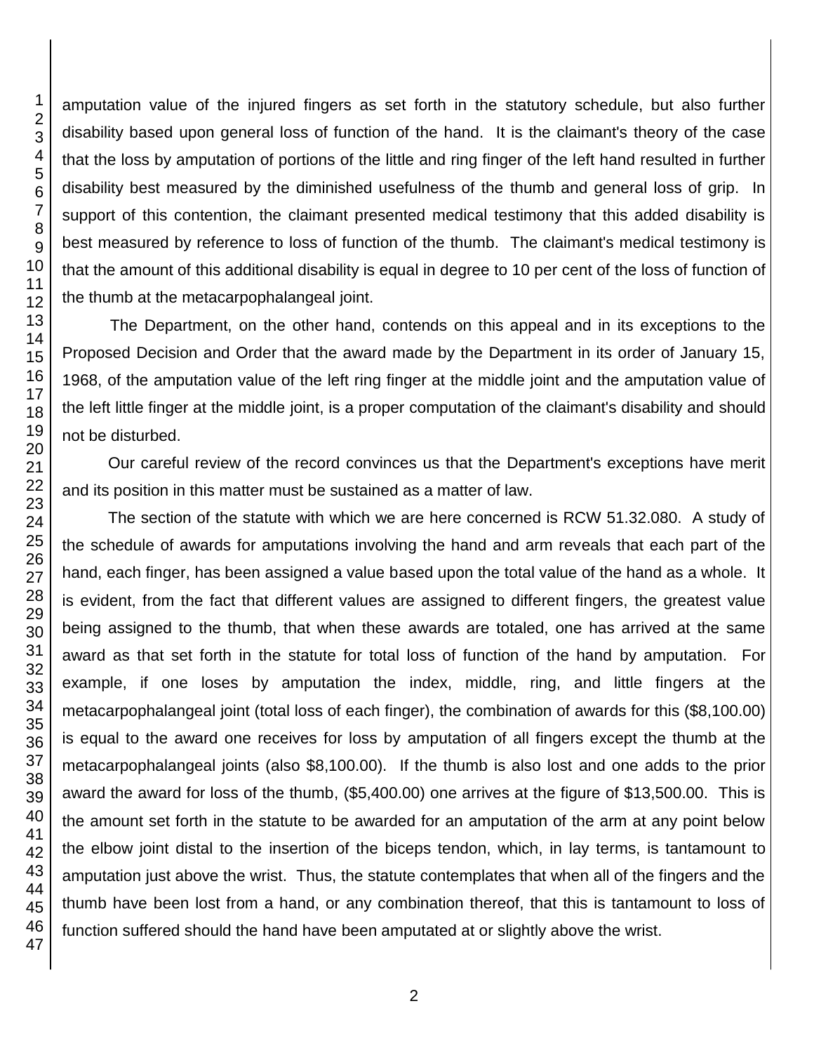amputation value of the injured fingers as set forth in the statutory schedule, but also further disability based upon general loss of function of the hand. It is the claimant's theory of the case that the loss by amputation of portions of the little and ring finger of the left hand resulted in further disability best measured by the diminished usefulness of the thumb and general loss of grip. In support of this contention, the claimant presented medical testimony that this added disability is best measured by reference to loss of function of the thumb. The claimant's medical testimony is that the amount of this additional disability is equal in degree to 10 per cent of the loss of function of the thumb at the metacarpophalangeal joint.

The Department, on the other hand, contends on this appeal and in its exceptions to the Proposed Decision and Order that the award made by the Department in its order of January 15, 1968, of the amputation value of the left ring finger at the middle joint and the amputation value of the left little finger at the middle joint, is a proper computation of the claimant's disability and should not be disturbed.

Our careful review of the record convinces us that the Department's exceptions have merit and its position in this matter must be sustained as a matter of law.

The section of the statute with which we are here concerned is RCW 51.32.080. A study of the schedule of awards for amputations involving the hand and arm reveals that each part of the hand, each finger, has been assigned a value based upon the total value of the hand as a whole. It is evident, from the fact that different values are assigned to different fingers, the greatest value being assigned to the thumb, that when these awards are totaled, one has arrived at the same award as that set forth in the statute for total loss of function of the hand by amputation. For example, if one loses by amputation the index, middle, ring, and little fingers at the metacarpophalangeal joint (total loss of each finger), the combination of awards for this ($8,100.00) is equal to the award one receives for loss by amputation of all fingers except the thumb at the metacarpophalangeal joints (also $8,100.00). If the thumb is also lost and one adds to the prior award the award for loss of the thumb, ($5,400.00) one arrives at the figure of $13,500.00. This is the amount set forth in the statute to be awarded for an amputation of the arm at any point below the elbow joint distal to the insertion of the biceps tendon, which, in lay terms, is tantamount to amputation just above the wrist. Thus, the statute contemplates that when all of the fingers and the thumb have been lost from a hand, or any combination thereof, that this is tantamount to loss of function suffered should the hand have been amputated at or slightly above the wrist.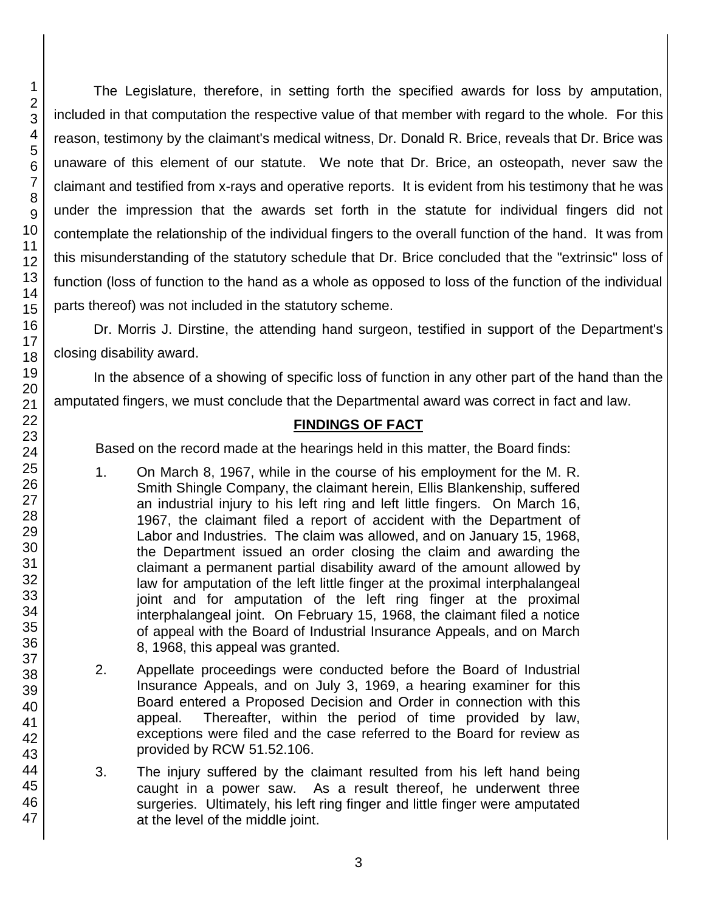The Legislature, therefore, in setting forth the specified awards for loss by amputation, included in that computation the respective value of that member with regard to the whole. For this reason, testimony by the claimant's medical witness, Dr. Donald R. Brice, reveals that Dr. Brice was unaware of this element of our statute. We note that Dr. Brice, an osteopath, never saw the claimant and testified from x-rays and operative reports. It is evident from his testimony that he was under the impression that the awards set forth in the statute for individual fingers did not contemplate the relationship of the individual fingers to the overall function of the hand. It was from this misunderstanding of the statutory schedule that Dr. Brice concluded that the "extrinsic" loss of function (loss of function to the hand as a whole as opposed to loss of the function of the individual parts thereof) was not included in the statutory scheme.

Dr. Morris J. Dirstine, the attending hand surgeon, testified in support of the Department's closing disability award.

In the absence of a showing of specific loss of function in any other part of the hand than the amputated fingers, we must conclude that the Departmental award was correct in fact and law.

## FINDINGS OF FACT

Based on the record made at the hearings held in this matter, the Board finds:

1. On March 8, 1967, while in the course of his employment for the M. R. Smith Shingle Company, the claimant herein, Ellis Blankenship, suffered an industrial injury to his left ring and left little fingers. On March 16, 1967, the claimant filed a report of accident with the Department of Labor and Industries. The claim was allowed, and on January 15, 1968, the Department issued an order closing the claim and awarding the claimant a permanent partial disability award of the amount allowed by law for amputation of the left little finger at the proximal interphalangeal joint and for amputation of the left ring finger at the proximal interphalangeal joint. On February 15, 1968, the claimant filed a notice of appeal with the Board of Industrial Insurance Appeals, and on March 8, 1968, this appeal was granted.

2. Appellate proceedings were conducted before the Board of Industrial Insurance Appeals, and on July 3, 1969, a hearing examiner for this Board entered a Proposed Decision and Order in connection with this appeal. Thereafter, within the period of time provided by law, exceptions were filed and the case referred to the Board for review as provided by RCW 51.52.106.

3. The injury suffered by the claimant resulted from his left hand being caught in a power saw. As a result thereof, he underwent three surgeries. Ultimately, his left ring finger and little finger were amputated at the level of the middle joint.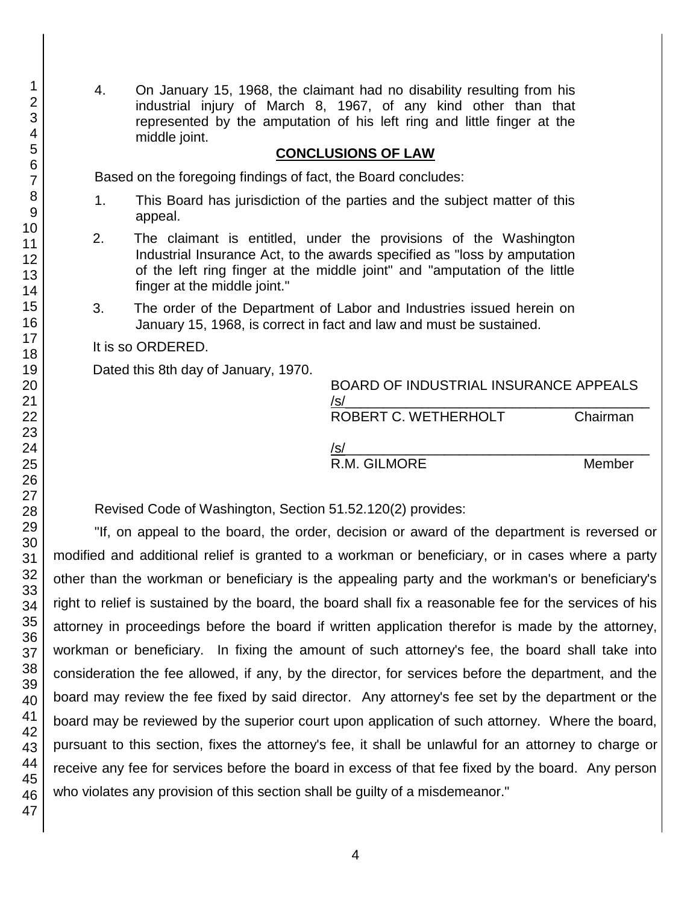4. On January 15, 1968, the claimant had no disability resulting from his industrial injury of March 8, 1967, of any kind other than that represented by the amputation of his left ring and little finger at the middle joint.

## CONCLUSIONS OF LAW

Based on the foregoing findings of fact, the Board concludes:

1. This Board has jurisdiction of the parties and the subject matter of this appeal.
2. The claimant is entitled, under the provisions of the Washington Industrial Insurance Act, to the awards specified as "loss by amputation of the left ring finger at the middle joint" and "amputation of the little finger at the middle joint."
3. The order of the Department of Labor and Industries issued herein on January 15, 1968, is correct in fact and law and must be sustained.

It is so ORDERED.

Dated this 8th day of January, 1970.

BOARD OF INDUSTRIAL INSURANCE APPEALS

/s/
ROBERT C. WETHERHOLT Chairman

/s/
R.M. GILMORE Member

Revised Code of Washington, Section 51.52.120(2) provides:

"If, on appeal to the board, the order, decision or award of the department is reversed or modified and additional relief is granted to a workman or beneficiary, or in cases where a party other than the workman or beneficiary is the appealing party and the workman's or beneficiary's right to relief is sustained by the board, the board shall fix a reasonable fee for the services of his attorney in proceedings before the board if written application therefor is made by the attorney, workman or beneficiary. In fixing the amount of such attorney's fee, the board shall take into consideration the fee allowed, if any, by the director, for services before the department, and the board may review the fee fixed by said director. Any attorney's fee set by the department or the board may be reviewed by the superior court upon application of such attorney. Where the board, pursuant to this section, fixes the attorney's fee, it shall be unlawful for an attorney to charge or receive any fee for services before the board in excess of that fee fixed by the board. Any person who violates any provision of this section shall be guilty of a misdemeanor."